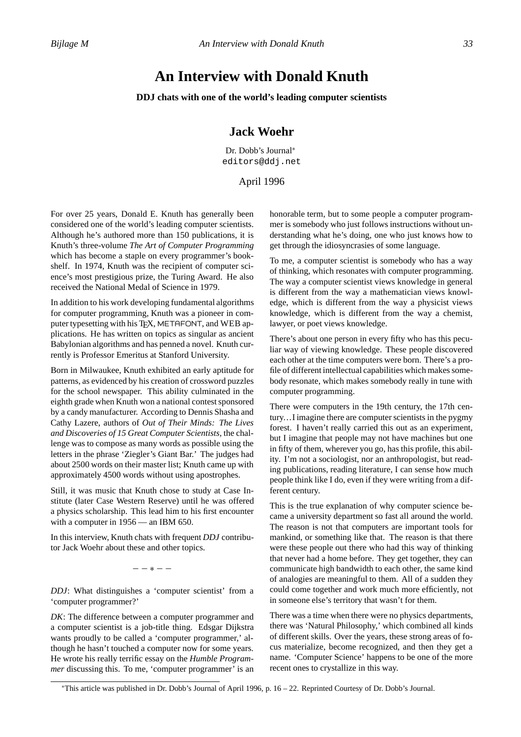# An Interview with Donald Knuth

**DDJ chats with one of the world's leading computer scientists**

## Jack Woehr

Dr. Dobb's Journal[*]
editors@ddj.net

April 1996

For over 25 years, Donald E. Knuth has generally been considered one of the world's leading computer scientists. Although he's authored more than 150 publications, it is Knuth's three-volume *The Art of Computer Programming* which has become a staple on every programmer's bookshelf. In 1974, Knuth was the recipient of computer science's most prestigious prize, the Turing Award. He also received the National Medal of Science in 1979.

In addition to his work developing fundamental algorithms for computer programming, Knuth was a pioneer in computer typesetting with his TEX, METAFONT, and WEB applications. He has written on topics as singular as ancient Babylonian algorithms and has penned a novel. Knuth currently is Professor Emeritus at Stanford University.

Born in Milwaukee, Knuth exhibited an early aptitude for patterns, as evidenced by his creation of crossword puzzles for the school newspaper. This ability culminated in the eighth grade when Knuth won a national contest sponsored by a candy manufacturer. According to Dennis Shasha and Cathy Lazere, authors of *Out of Their Minds: The Lives and Discoveries of 15 Great Computer Scientists*, the challenge was to compose as many words as possible using the letters in the phrase 'Ziegler's Giant Bar.' The judges had about 2500 words on their master list; Knuth came up with approximately 4500 words without using apostrophes.

Still, it was music that Knuth chose to study at Case Institute (later Case Western Reserve) until he was offered a physics scholarship. This lead him to his first encounter with a computer in 1956 — an IBM 650.

In this interview, Knuth chats with frequent *DDJ* contributor Jack Woehr about these and other topics.

— — * — —

*DDJ*: What distinguishes a 'computer scientist' from a 'computer programmer?'

*DK*: The difference between a computer programmer and a computer scientist is a job-title thing. Edsgar Dijkstra wants proudly to be called a 'computer programmer,' although he hasn't touched a computer now for some years. He wrote his really terrific essay on the *Humble Programmer* discussing this. To me, 'computer programmer' is an honorable term, but to some people a computer programmer is somebody who just follows instructions without understanding what he's doing, one who just knows how to get through the idiosyncrasies of some language.

To me, a computer scientist is somebody who has a way of thinking, which resonates with computer programming. The way a computer scientist views knowledge in general is different from the way a mathematician views knowledge, which is different from the way a physicist views knowledge, which is different from the way a chemist, lawyer, or poet views knowledge.

There's about one person in every fifty who has this peculiar way of viewing knowledge. These people discovered each other at the time computers were born. There's a profile of different intellectual capabilities which makes somebody resonate, which makes somebody really in tune with computer programming.

There were computers in the 19th century, the 17th century…I imagine there are computer scientists in the pygmy forest. I haven't really carried this out as an experiment, but I imagine that people may not have machines but one in fifty of them, wherever you go, has this profile, this ability. I'm not a sociologist, nor an anthropologist, but reading publications, reading literature, I can sense how much people think like I do, even if they were writing from a different century.

This is the true explanation of why computer science became a university department so fast all around the world. The reason is not that computers are important tools for mankind, or something like that. The reason is that there were these people out there who had this way of thinking that never had a home before. They get together, they can communicate high bandwidth to each other, the same kind of analogies are meaningful to them. All of a sudden they could come together and work much more efficiently, not in someone else's territory that wasn't for them.

There was a time when there were no physics departments, there was 'Natural Philosophy,' which combined all kinds of different skills. Over the years, these strong areas of focus materialize, become recognized, and then they get a name. 'Computer Science' happens to be one of the more recent ones to crystallize in this way.

[*] This article was published in Dr. Dobb's Journal of April 1996, p. 16 – 22. Reprinted Courtesy of Dr. Dobb's Journal.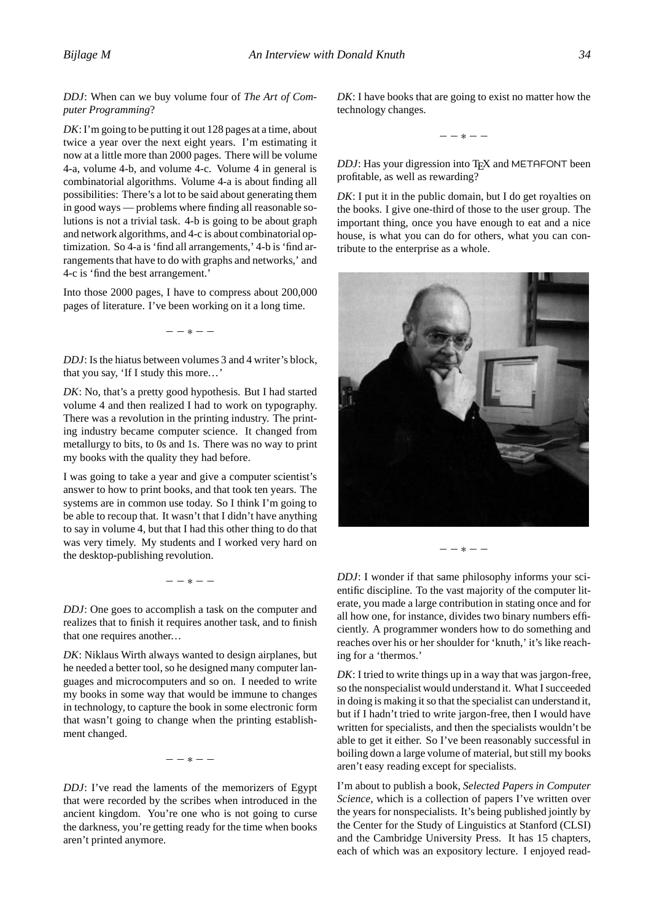*DDJ*: When can we buy volume four of *The Art of Computer Programming*?

*DK*: I'm going to be putting it out 128 pages at a time, about twice a year over the next eight years. I'm estimating it now at a little more than 2000 pages. There will be volume 4-a, volume 4-b, and volume 4-c. Volume 4 in general is combinatorial algorithms. Volume 4-a is about finding all possibilities: There's a lot to be said about generating them in good ways — problems where finding all reasonable solutions is not a trivial task. 4-b is going to be about graph and network algorithms, and 4-c is about combinatorial optimization. So 4-a is 'find all arrangements,' 4-b is 'find arrangements that have to do with graphs and networks,' and 4-c is 'find the best arrangement.'

Into those 2000 pages, I have to compress about 200,000 pages of literature. I've been working on it a long time.

— — ∗ — —

*DDJ*: Is the hiatus between volumes 3 and 4 writer's block, that you say, 'If I study this more…'

*DK*: No, that's a pretty good hypothesis. But I had started volume 4 and then realized I had to work on typography. There was a revolution in the printing industry. The printing industry became computer science. It changed from metallurgy to bits, to 0s and 1s. There was no way to print my books with the quality they had before.

I was going to take a year and give a computer scientist's answer to how to print books, and that took ten years. The systems are in common use today. So I think I'm going to be able to recoup that. It wasn't that I didn't have anything to say in volume 4, but that I had this other thing to do that was very timely. My students and I worked very hard on the desktop-publishing revolution.

— — ∗ — —

*DDJ*: One goes to accomplish a task on the computer and realizes that to finish it requires another task, and to finish that one requires another…

*DK*: Niklaus Wirth always wanted to design airplanes, but he needed a better tool, so he designed many computer languages and microcomputers and so on. I needed to write my books in some way that would be immune to changes in technology, to capture the book in some electronic form that wasn't going to change when the printing establishment changed.

— — ∗ — —

*DDJ*: I've read the laments of the memorizers of Egypt that were recorded by the scribes when introduced in the ancient kingdom. You're one who is not going to curse the darkness, you're getting ready for the time when books aren't printed anymore.

*DK*: I have books that are going to exist no matter how the technology changes.

— — ∗ — —

*DDJ*: Has your digression into TEX and METAFONT been profitable, as well as rewarding?

*DK*: I put it in the public domain, but I do get royalties on the books. I give one-third of those to the user group. The important thing, once you have enough to eat and a nice house, is what you can do for others, what you can contribute to the enterprise as a whole.

— — ∗ — —

*DDJ*: I wonder if that same philosophy informs your scientific discipline. To the vast majority of the computer literate, you made a large contribution in stating once and for all how one, for instance, divides two binary numbers efficiently. A programmer wonders how to do something and reaches over his or her shoulder for 'knuth,' it's like reaching for a 'thermos.'

*DK*: I tried to write things up in a way that was jargon-free, so the nonspecialist would understand it. What I succeeded in doing is making it so that the specialist can understand it, but if I hadn't tried to write jargon-free, then I would have written for specialists, and then the specialists wouldn't be able to get it either. So I've been reasonably successful in boiling down a large volume of material, but still my books aren't easy reading except for specialists.

I'm about to publish a book, *Selected Papers in Computer Science*, which is a collection of papers I've written over the years for nonspecialists. It's being published jointly by the Center for the Study of Linguistics at Stanford (CLSI) and the Cambridge University Press. It has 15 chapters, each of which was an expository lecture. I enjoyed read-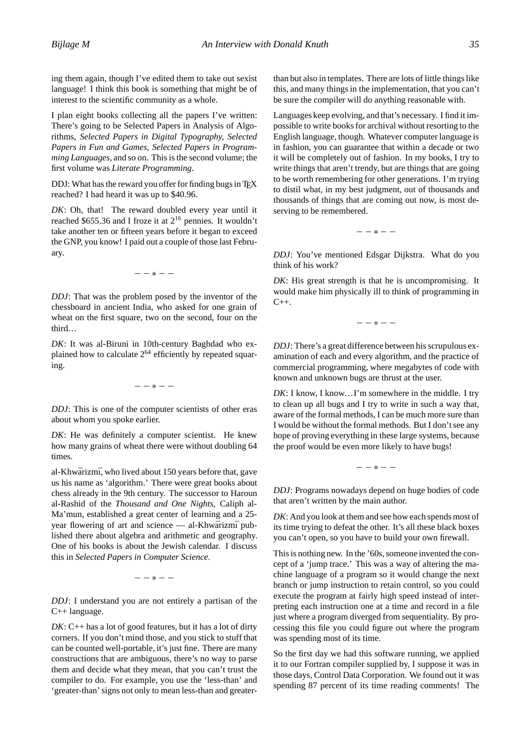ing them again, though I've edited them to take out sexist language! I think this book is something that might be of interest to the scientific community as a whole.

I plan eight books collecting all the papers I've written: There's going to be Selected Papers in Analysis of Algorithms, *Selected Papers in Digital Typography, Selected Papers in Fun and Games, Selected Papers in Programming Languages,* and so on. This is the second volume; the first volume was *Literate Programming*.

DDJ: What has the reward you offer for finding bugs in TEX reached? I had heard it was up to \$40.96.

*DK*: Oh, that! The reward doubled every year until it reached \$655.36 and I froze it at $2^{16}$ pennies. It wouldn't take another ten or fifteen years before it began to exceed the GNP, you know! I paid out a couple of those last February.

— — ∗ — —

*DDJ*: That was the problem posed by the inventor of the chessboard in ancient India, who asked for one grain of wheat on the first square, two on the second, four on the third…

*DK*: It was al-Biruni in 10th-century Baghdad who explained how to calculate $2^{64}$ efficiently by repeated squaring.

— — ∗ — —

*DDJ*: This is one of the computer scientists of other eras about whom you spoke earlier.

*DK*: He was definitely a computer scientist. He knew how many grains of wheat there were without doubling 64 times.

al-Khwārizmī, who lived about 150 years before that, gave us his name as 'algorithm.' There were great books about chess already in the 9th century. The successor to Haroun al-Rashid of the *Thousand and One Nights*, Caliph al-Ma'mun, established a great center of learning and a 25-year flowering of art and science — al-Khwārizmī published there about algebra and arithmetic and geography. One of his books is about the Jewish calendar. I discuss this in *Selected Papers in Computer Science*.

— — ∗ — —

*DDJ*: I understand you are not entirely a partisan of the C++ language.

*DK*: C++ has a lot of good features, but it has a lot of dirty corners. If you don't mind those, and you stick to stuff that can be counted well-portable, it's just fine. There are many constructions that are ambiguous, there's no way to parse them and decide what they mean, that you can't trust the compiler to do. For example, you use the 'less-than' and 'greater-than' signs not only to mean less-than and greater-than but also in templates. There are lots of little things like this, and many things in the implementation, that you can't be sure the compiler will do anything reasonable with.

Languages keep evolving, and that's necessary. I find it impossible to write books for archival without resorting to the English language, though. Whatever computer language is in fashion, you can guarantee that within a decade or two it will be completely out of fashion. In my books, I try to write things that aren't trendy, but are things that are going to be worth remembering for other generations. I'm trying to distil what, in my best judgment, out of thousands and thousands of things that are coming out now, is most deserving to be remembered.

— — ∗ — —

*DDJ*: You've mentioned Edsgar Dijkstra. What do you think of his work?

*DK*: His great strength is that he is uncompromising. It would make him physically ill to think of programming in C++.

— — ∗ — —

*DDJ*: There's a great difference between his scrupulous examination of each and every algorithm, and the practice of commercial programming, where megabytes of code with known and unknown bugs are thrust at the user.

*DK*: I know, I know…I'm somewhere in the middle. I try to clean up all bugs and I try to write in such a way that, aware of the formal methods, I can be much more sure than I would be without the formal methods. But I don't see any hope of proving everything in these large systems, because the proof would be even more likely to have bugs!

— — ∗ — —

*DDJ*: Programs nowadays depend on huge bodies of code that aren't written by the main author.

*DK*: And you look at them and see how each spends most of its time trying to defeat the other. It's all these black boxes you can't open, so you have to build your own firewall.

This is nothing new. In the '60s, someone invented the concept of a 'jump trace.' This was a way of altering the machine language of a program so it would change the next branch or jump instruction to retain control, so you could execute the program at fairly high speed instead of interpreting each instruction one at a time and record in a file just where a program diverged from sequentiality. By processing this file you could figure out where the program was spending most of its time.

So the first day we had this software running, we applied it to our Fortran compiler supplied by, I suppose it was in those days, Control Data Corporation. We found out it was spending 87 percent of its time reading comments! The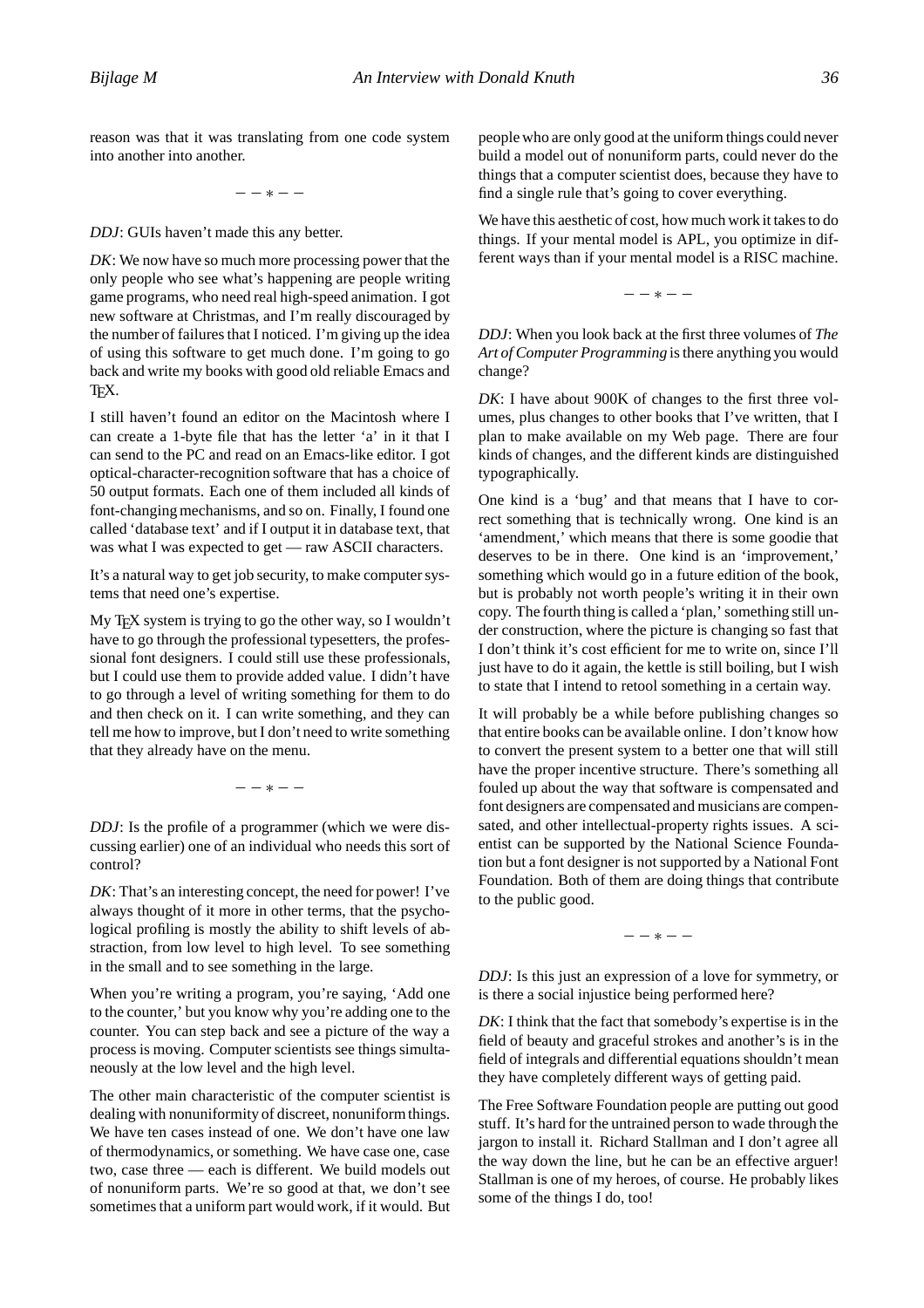reason was that it was translating from one code system into another into another.

— — * — —

*DDJ*: GUIs haven't made this any better.

*DK*: We now have so much more processing power that the only people who see what's happening are people writing game programs, who need real high-speed animation. I got new software at Christmas, and I'm really discouraged by the number of failures that I noticed. I'm giving up the idea of using this software to get much done. I'm going to go back and write my books with good old reliable Emacs and TeX.

I still haven't found an editor on the Macintosh where I can create a 1-byte file that has the letter 'a' in it that I can send to the PC and read on an Emacs-like editor. I got optical-character-recognition software that has a choice of 50 output formats. Each one of them included all kinds of font-changing mechanisms, and so on. Finally, I found one called 'database text' and if I output it in database text, that was what I was expected to get — raw ASCII characters.

It's a natural way to get job security, to make computer systems that need one's expertise.

My TeX system is trying to go the other way, so I wouldn't have to go through the professional typesetters, the professional font designers. I could still use these professionals, but I could use them to provide added value. I didn't have to go through a level of writing something for them to do and then check on it. I can write something, and they can tell me how to improve, but I don't need to write something that they already have on the menu.

— — * — —

*DDJ*: Is the profile of a programmer (which we were discussing earlier) one of an individual who needs this sort of control?

*DK*: That's an interesting concept, the need for power! I've always thought of it more in other terms, that the psychological profiling is mostly the ability to shift levels of abstraction, from low level to high level. To see something in the small and to see something in the large.

When you're writing a program, you're saying, 'Add one to the counter,' but you know why you're adding one to the counter. You can step back and see a picture of the way a process is moving. Computer scientists see things simultaneously at the low level and the high level.

The other main characteristic of the computer scientist is dealing with nonuniformity of discreet, nonuniform things. We have ten cases instead of one. We don't have one law of thermodynamics, or something. We have case one, case two, case three — each is different. We build models out of nonuniform parts. We're so good at that, we don't see sometimes that a uniform part would work, if it would. But people who are only good at the uniform things could never build a model out of nonuniform parts, could never do the things that a computer scientist does, because they have to find a single rule that's going to cover everything.

We have this aesthetic of cost, how much work it takes to do things. If your mental model is APL, you optimize in different ways than if your mental model is a RISC machine.

— — * — —

*DDJ*: When you look back at the first three volumes of *The Art of Computer Programming* is there anything you would change?

*DK*: I have about 900K of changes to the first three volumes, plus changes to other books that I've written, that I plan to make available on my Web page. There are four kinds of changes, and the different kinds are distinguished typographically.

One kind is a 'bug' and that means that I have to correct something that is technically wrong. One kind is an 'amendment,' which means that there is some goodie that deserves to be in there. One kind is an 'improvement,' something which would go in a future edition of the book, but is probably not worth people's writing it in their own copy. The fourth thing is called a 'plan,' something still under construction, where the picture is changing so fast that I don't think it's cost efficient for me to write on, since I'll just have to do it again, the kettle is still boiling, but I wish to state that I intend to retool something in a certain way.

It will probably be a while before publishing changes so that entire books can be available online. I don't know how to convert the present system to a better one that will still have the proper incentive structure. There's something all fouled up about the way that software is compensated and font designers are compensated and musicians are compensated, and other intellectual-property rights issues. A scientist can be supported by the National Science Foundation but a font designer is not supported by a National Font Foundation. Both of them are doing things that contribute to the public good.

— — * — —

*DDJ*: Is this just an expression of a love for symmetry, or is there a social injustice being performed here?

*DK*: I think that the fact that somebody's expertise is in the field of beauty and graceful strokes and another's is in the field of integrals and differential equations shouldn't mean they have completely different ways of getting paid.

The Free Software Foundation people are putting out good stuff. It's hard for the untrained person to wade through the jargon to install it. Richard Stallman and I don't agree all the way down the line, but he can be an effective arguer! Stallman is one of my heroes, of course. He probably likes some of the things I do, too!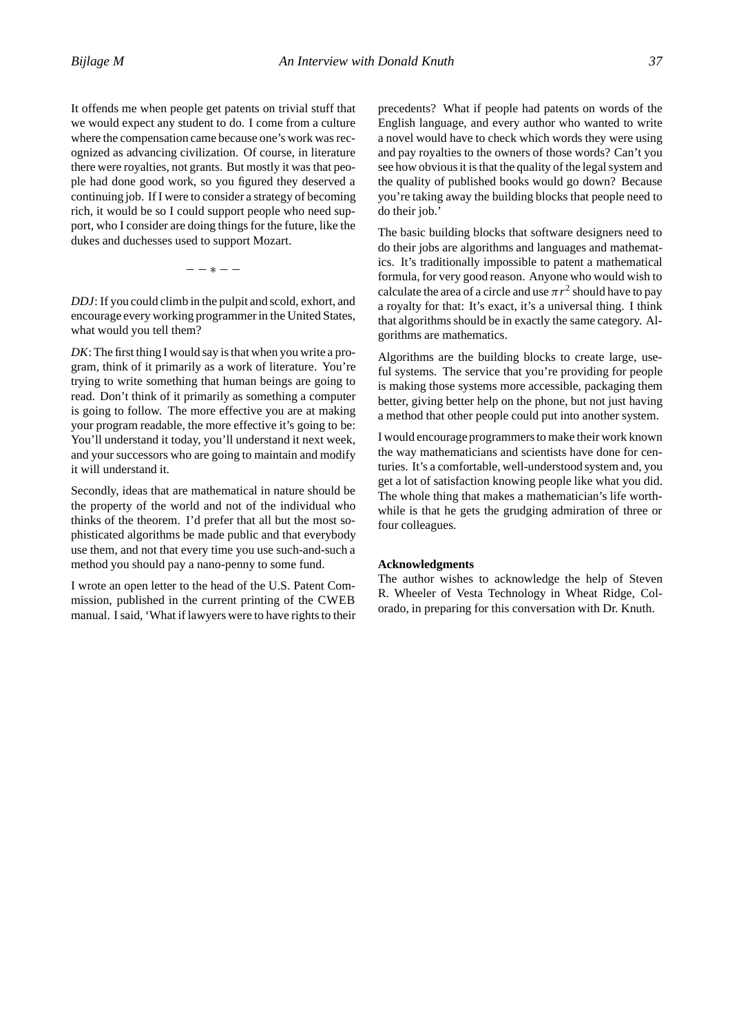It offends me when people get patents on trivial stuff that we would expect any student to do. I come from a culture where the compensation came because one's work was recognized as advancing civilization. Of course, in literature there were royalties, not grants. But mostly it was that people had done good work, so you figured they deserved a continuing job. If I were to consider a strategy of becoming rich, it would be so I could support people who need support, who I consider are doing things for the future, like the dukes and duchesses used to support Mozart.

— — * — —

*DDJ*: If you could climb in the pulpit and scold, exhort, and encourage every working programmer in the United States, what would you tell them?

*DK*: The first thing I would say is that when you write a program, think of it primarily as a work of literature. You're trying to write something that human beings are going to read. Don't think of it primarily as something a computer is going to follow. The more effective you are at making your program readable, the more effective it's going to be: You'll understand it today, you'll understand it next week, and your successors who are going to maintain and modify it will understand it.

Secondly, ideas that are mathematical in nature should be the property of the world and not of the individual who thinks of the theorem. I'd prefer that all but the most sophisticated algorithms be made public and that everybody use them, and not that every time you use such-and-such a method you should pay a nano-penny to some fund.

I wrote an open letter to the head of the U.S. Patent Commission, published in the current printing of the CWEB manual. I said, 'What if lawyers were to have rights to their precedents? What if people had patents on words of the English language, and every author who wanted to write a novel would have to check which words they were using and pay royalties to the owners of those words? Can't you see how obvious it is that the quality of the legal system and the quality of published books would go down? Because you're taking away the building blocks that people need to do their job.'

The basic building blocks that software designers need to do their jobs are algorithms and languages and mathematics. It's traditionally impossible to patent a mathematical formula, for very good reason. Anyone who would wish to calculate the area of a circle and use $\pi r^2$ should have to pay a royalty for that: It's exact, it's a universal thing. I think that algorithms should be in exactly the same category. Algorithms are mathematics.

Algorithms are the building blocks to create large, useful systems. The service that you're providing for people is making those systems more accessible, packaging them better, giving better help on the phone, but not just having a method that other people could put into another system.

I would encourage programmers to make their work known the way mathematicians and scientists have done for centuries. It's a comfortable, well-understood system and, you get a lot of satisfaction knowing people like what you did. The whole thing that makes a mathematician's life worthwhile is that he gets the grudging admiration of three or four colleagues.

**Acknowledgments**

The author wishes to acknowledge the help of Steven R. Wheeler of Vesta Technology in Wheat Ridge, Colorado, in preparing for this conversation with Dr. Knuth.